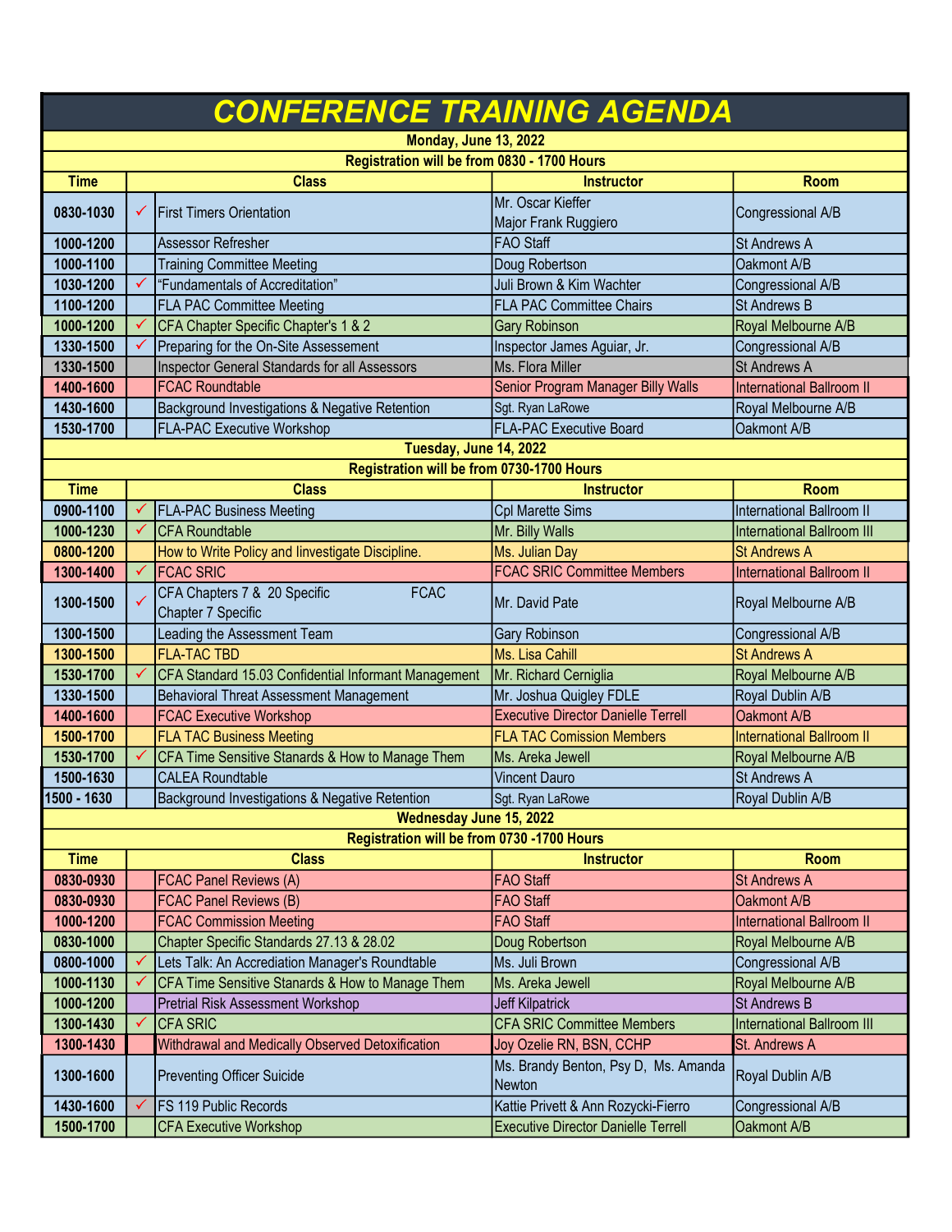# CONFERENCE TRAINING AGENDA

| Time | | Class | Instructor | Room |
|---|---|---|---|---|
| **Monday, June 13, 2022** | | | | |
| **Registration will be from 0830 - 1700 Hours** | | | | |
| **Time** | | **Class** | **Instructor** | **Room** |
| 0830-1030 | ✓ | First Timers Orientation | Mr. Oscar Kieffer<br>Major Frank Ruggiero | Congressional A/B |
| 1000-1200 | | Assessor Refresher | FAO Staff | St Andrews A |
| 1000-1100 | | Training Committee Meeting | Doug Robertson | Oakmont A/B |
| 1030-1200 | ✓ | "Fundamentals of Accreditation" | Juli Brown & Kim Wachter | Congressional A/B |
| 1100-1200 | | FLA PAC Committee Meeting | FLA PAC Committee Chairs | St Andrews B |
| 1000-1200 | ✓ | CFA Chapter Specific Chapter's 1 & 2 | Gary Robinson | Royal Melbourne A/B |
| 1330-1500 | ✓ | Preparing for the On-Site Assessement | Inspector James Aguiar, Jr. | Congressional A/B |
| 1330-1500 | | Inspector General Standards for all Assessors | Ms. Flora Miller | St Andrews A |
| 1400-1600 | | FCAC Roundtable | Senior Program Manager Billy Walls | International Ballroom II |
| 1430-1600 | | Background Investigations & Negative Retention | Sgt. Ryan LaRowe | Royal Melbourne A/B |
| 1530-1700 | | FLA-PAC Executive Workshop | FLA-PAC Executive Board | Oakmont A/B |
| **Tuesday, June 14, 2022** | | | | |
| **Registration will be from 0730-1700 Hours** | | | | |
| **Time** | | **Class** | **Instructor** | **Room** |
| 0900-1100 | ✓ | FLA-PAC Business Meeting | Cpl Marette Sims | International Ballroom II |
| 1000-1230 | ✓ | CFA Roundtable | Mr. Billy Walls | International Ballroom III |
| 0800-1200 | | How to Write Policy and Iinvestigate Discipline. | Ms. Julian Day | St Andrews A |
| 1300-1400 | ✓ | FCAC SRIC | FCAC SRIC Committee Members | International Ballroom II |
| 1300-1500 | ✓ | CFA Chapters 7 & 20 Specific FCAC Chapter 7 Specific | Mr. David Pate | Royal Melbourne A/B |
| 1300-1500 | | Leading the Assessment Team | Gary Robinson | Congressional A/B |
| 1300-1500 | | FLA-TAC TBD | Ms. Lisa Cahill | St Andrews A |
| 1530-1700 | ✓ | CFA Standard 15.03 Confidential Informant Management | Mr. Richard Cerniglia | Royal Melbourne A/B |
| 1330-1500 | | Behavioral Threat Assessment Management | Mr. Joshua Quigley FDLE | Royal Dublin A/B |
| 1400-1600 | | FCAC Executive Workshop | Executive Director Danielle Terrell | Oakmont A/B |
| 1500-1700 | | FLA TAC Business Meeting | FLA TAC Comission Members | International Ballroom II |
| 1530-1700 | ✓ | CFA Time Sensitive Stanards & How to Manage Them | Ms. Areka Jewell | Royal Melbourne A/B |
| 1500-1630 | | CALEA Roundtable | Vincent Dauro | St Andrews A |
| 1500 - 1630 | | Background Investigations & Negative Retention | Sgt. Ryan LaRowe | Royal Dublin A/B |
| **Wednesday June 15, 2022** | | | | |
| **Registration will be from 0730 -1700 Hours** | | | | |
| **Time** | | **Class** | **Instructor** | **Room** |
| 0830-0930 | | FCAC Panel Reviews (A) | FAO Staff | St Andrews A |
| 0830-0930 | | FCAC Panel Reviews (B) | FAO Staff | Oakmont A/B |
| 1000-1200 | | FCAC Commission Meeting | FAO Staff | International Ballroom II |
| 0830-1000 | | Chapter Specific Standards 27.13 & 28.02 | Doug Robertson | Royal Melbourne A/B |
| 0800-1000 | ✓ | Lets Talk: An Accrediation Manager's Roundtable | Ms. Juli Brown | Congressional A/B |
| 1000-1130 | ✓ | CFA Time Sensitive Stanards & How to Manage Them | Ms. Areka Jewell | Royal Melbourne A/B |
| 1000-1200 | | Pretrial Risk Assessment Workshop | Jeff Kilpatrick | St Andrews B |
| 1300-1430 | ✓ | CFA SRIC | CFA SRIC Committee Members | International Ballroom III |
| 1300-1430 | | Withdrawal and Medically Observed Detoxification | Joy Ozelie RN, BSN, CCHP | St. Andrews A |
| 1300-1600 | | Preventing Officer Suicide | Ms. Brandy Benton, Psy D, Ms. Amanda Newton | Royal Dublin A/B |
| 1430-1600 | ✓ | FS 119 Public Records | Kattie Privett & Ann Rozycki-Fierro | Congressional A/B |
| 1500-1700 | | CFA Executive Workshop | Executive Director Danielle Terrell | Oakmont A/B |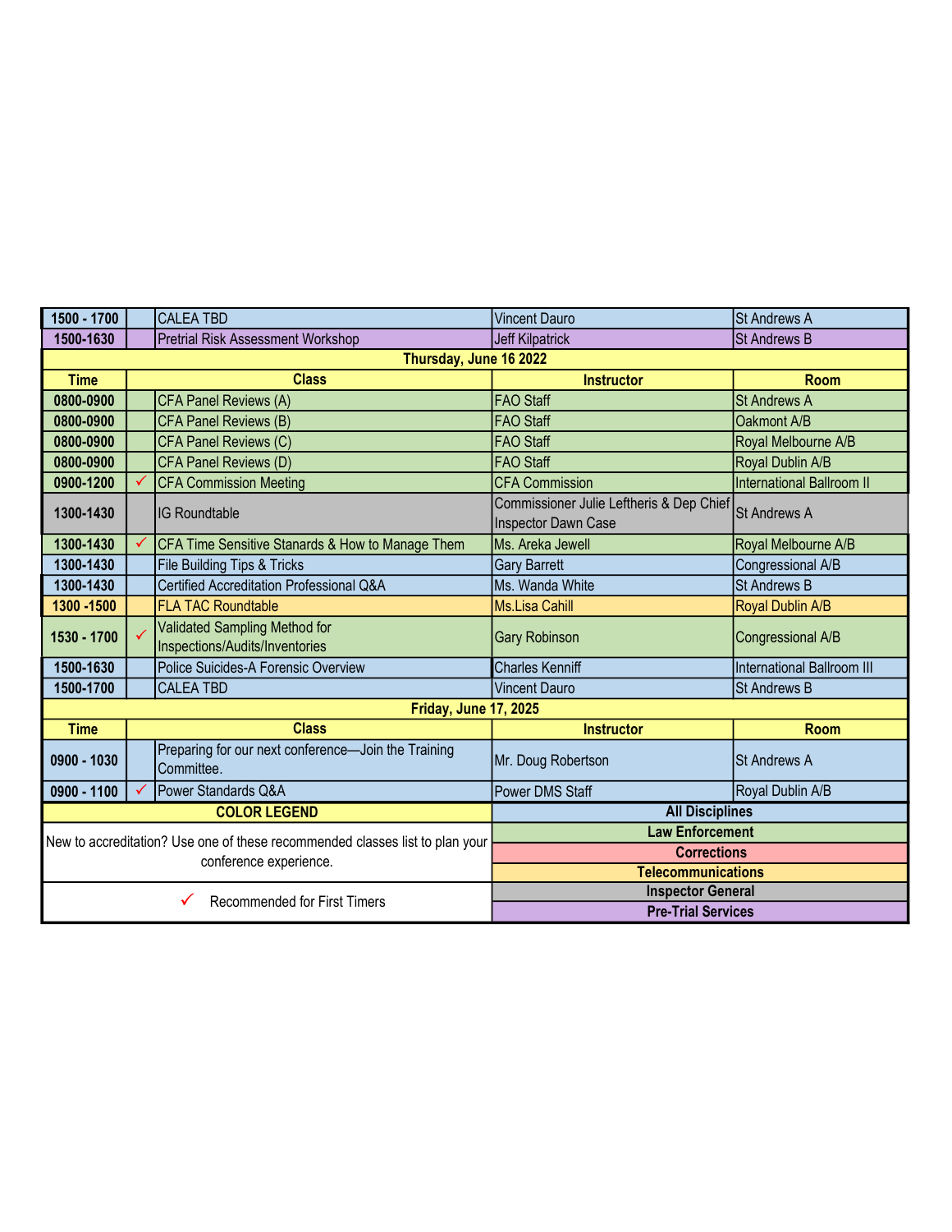| | | | | |
|---|---|---|---|---|
| 1500 - 1700 | | CALEA TBD | Vincent Dauro | St Andrews A |
| 1500-1630 | | Pretrial Risk Assessment Workshop | Jeff Kilpatrick | St Andrews B |
| **Thursday, June 16 2022** | | | | |
| **Time** | | **Class** | **Instructor** | **Room** |
| 0800-0900 | | CFA Panel Reviews (A) | FAO Staff | St Andrews A |
| 0800-0900 | | CFA Panel Reviews (B) | FAO Staff | Oakmont A/B |
| 0800-0900 | | CFA Panel Reviews (C) | FAO Staff | Royal Melbourne A/B |
| 0800-0900 | | CFA Panel Reviews (D) | FAO Staff | Royal Dublin A/B |
| 0900-1200 | ✓ | CFA Commission Meeting | CFA Commission | International Ballroom II |
| 1300-1430 | | IG Roundtable | Commissioner Julie Leftheris & Dep Chief Inspector Dawn Case | St Andrews A |
| 1300-1430 | ✓ | CFA Time Sensitive Stanards & How to Manage Them | Ms. Areka Jewell | Royal Melbourne A/B |
| 1300-1430 | | File Building Tips & Tricks | Gary Barrett | Congressional A/B |
| 1300-1430 | | Certified Accreditation Professional Q&A | Ms. Wanda White | St Andrews B |
| 1300 -1500 | | FLA TAC Roundtable | Ms.Lisa Cahill | Royal Dublin A/B |
| 1530 - 1700 | ✓ | Validated Sampling Method for Inspections/Audits/Inventories | Gary Robinson | Congressional A/B |
| 1500-1630 | | Police Suicides-A Forensic Overview | Charles Kenniff | International Ballroom III |
| 1500-1700 | | CALEA TBD | Vincent Dauro | St Andrews B |
| **Friday, June 17, 2025** | | | | |
| **Time** | | **Class** | **Instructor** | **Room** |
| 0900 - 1030 | | Preparing for our next conference—Join the Training Committee. | Mr. Doug Robertson | St Andrews A |
| 0900 - 1100 | ✓ | Power Standards Q&A | Power DMS Staff | Royal Dublin A/B |

| **COLOR LEGEND** | |
|---|---|
| New to accreditation? Use one of these recommended classes list to plan your conference experience. | **All Disciplines** |
| | **Law Enforcement** |
| | **Corrections** |
| ✓ Recommended for First Timers | **Telecommunications** |
| | **Inspector General** |
| | **Pre-Trial Services** |